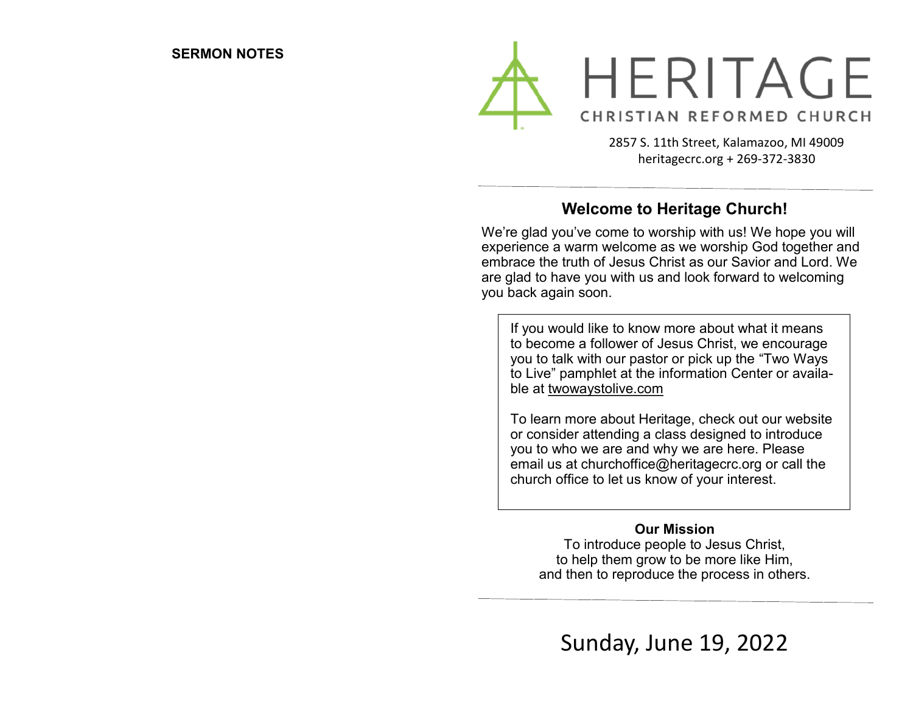**SERMON NOTES**

# HERITAGE

## CHRISTIAN REFORMED CHURCH

2857 S. 11th Street, Kalamazoo, MI 49009
heritagecrc.org + 269-372-3830

---

## Welcome to Heritage Church!

We're glad you've come to worship with us! We hope you will experience a warm welcome as we worship God together and embrace the truth of Jesus Christ as our Savior and Lord. We are glad to have you with us and look forward to welcoming you back again soon.

If you would like to know more about what it means to become a follower of Jesus Christ, we encourage you to talk with our pastor or pick up the "Two Ways to Live" pamphlet at the information Center or available at twowaystolive.com

To learn more about Heritage, check out our website or consider attending a class designed to introduce you to who we are and why we are here. Please email us at churchoffice@heritagecrc.org or call the church office to let us know of your interest.

**Our Mission**

To introduce people to Jesus Christ,
to help them grow to be more like Him,
and then to reproduce the process in others.

---

Sunday, June 19, 2022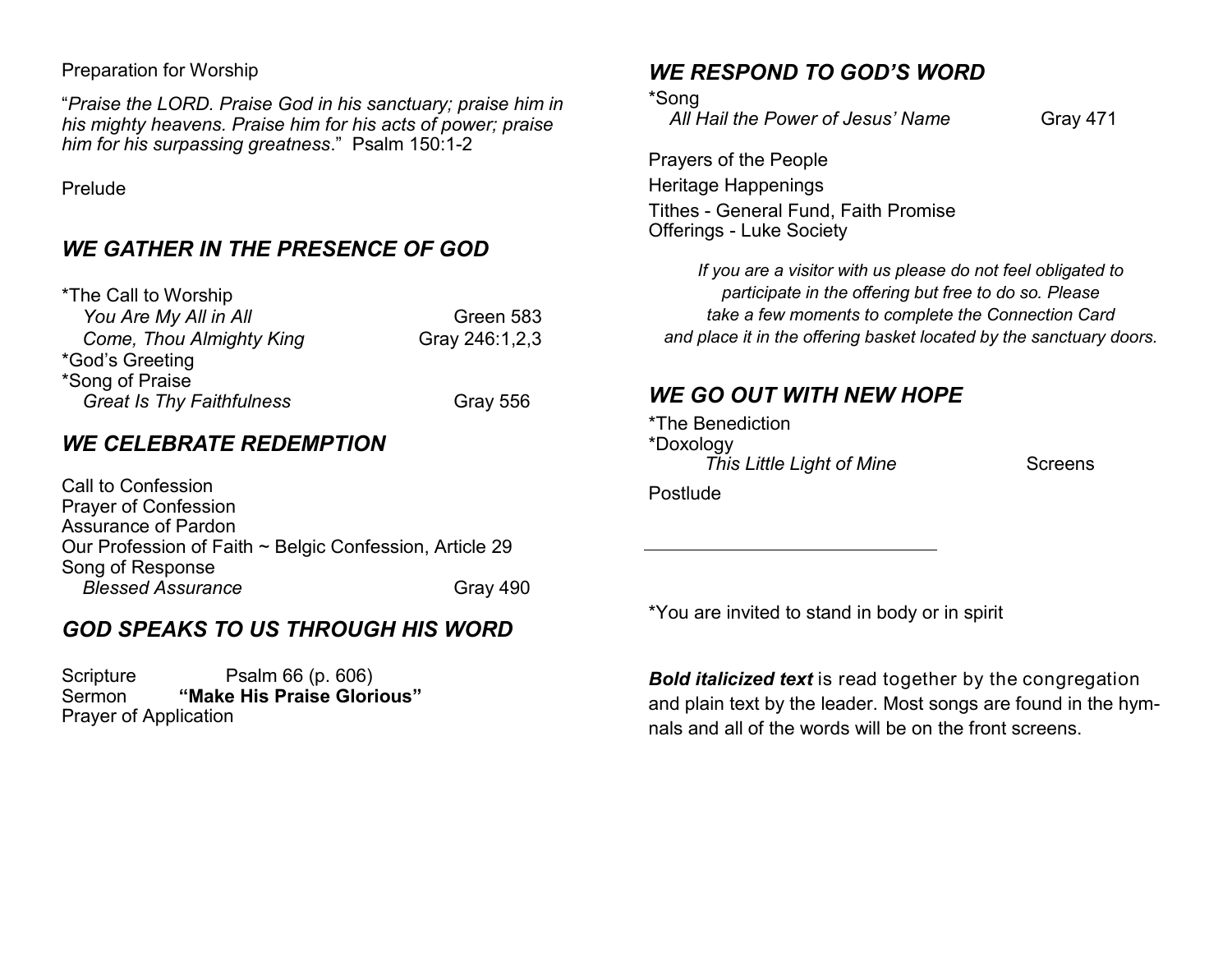Preparation for Worship

"*Praise the LORD. Praise God in his sanctuary; praise him in his mighty heavens. Praise him for his acts of power; praise him for his surpassing greatness*." Psalm 150:1-2

Prelude

## *WE GATHER IN THE PRESENCE OF GOD*

*The Call to Worship
*You Are My All in All* Green 583
*Come, Thou Almighty King* Gray 246:1,2,3
*God's Greeting
*Song of Praise
*Great Is Thy Faithfulness* Gray 556

## *WE CELEBRATE REDEMPTION*

Call to Confession
Prayer of Confession
Assurance of Pardon
Our Profession of Faith ~ Belgic Confession, Article 29
Song of Response
*Blessed Assurance* Gray 490

## *GOD SPEAKS TO US THROUGH HIS WORD*

Scripture Psalm 66 (p. 606)
Sermon **"Make His Praise Glorious"**
Prayer of Application

## *WE RESPOND TO GOD'S WORD*

*Song
*All Hail the Power of Jesus' Name* Gray 471

Prayers of the People
Heritage Happenings
Tithes - General Fund, Faith Promise
Offerings - Luke Society

*If you are a visitor with us please do not feel obligated to participate in the offering but free to do so. Please take a few moments to complete the Connection Card and place it in the offering basket located by the sanctuary doors.*

## *WE GO OUT WITH NEW HOPE*

*The Benediction
*Doxology
*This Little Light of Mine* Screens

Postlude

---

*You are invited to stand in body or in spirit

***Bold italicized text*** is read together by the congregation and plain text by the leader. Most songs are found in the hymnals and all of the words will be on the front screens.